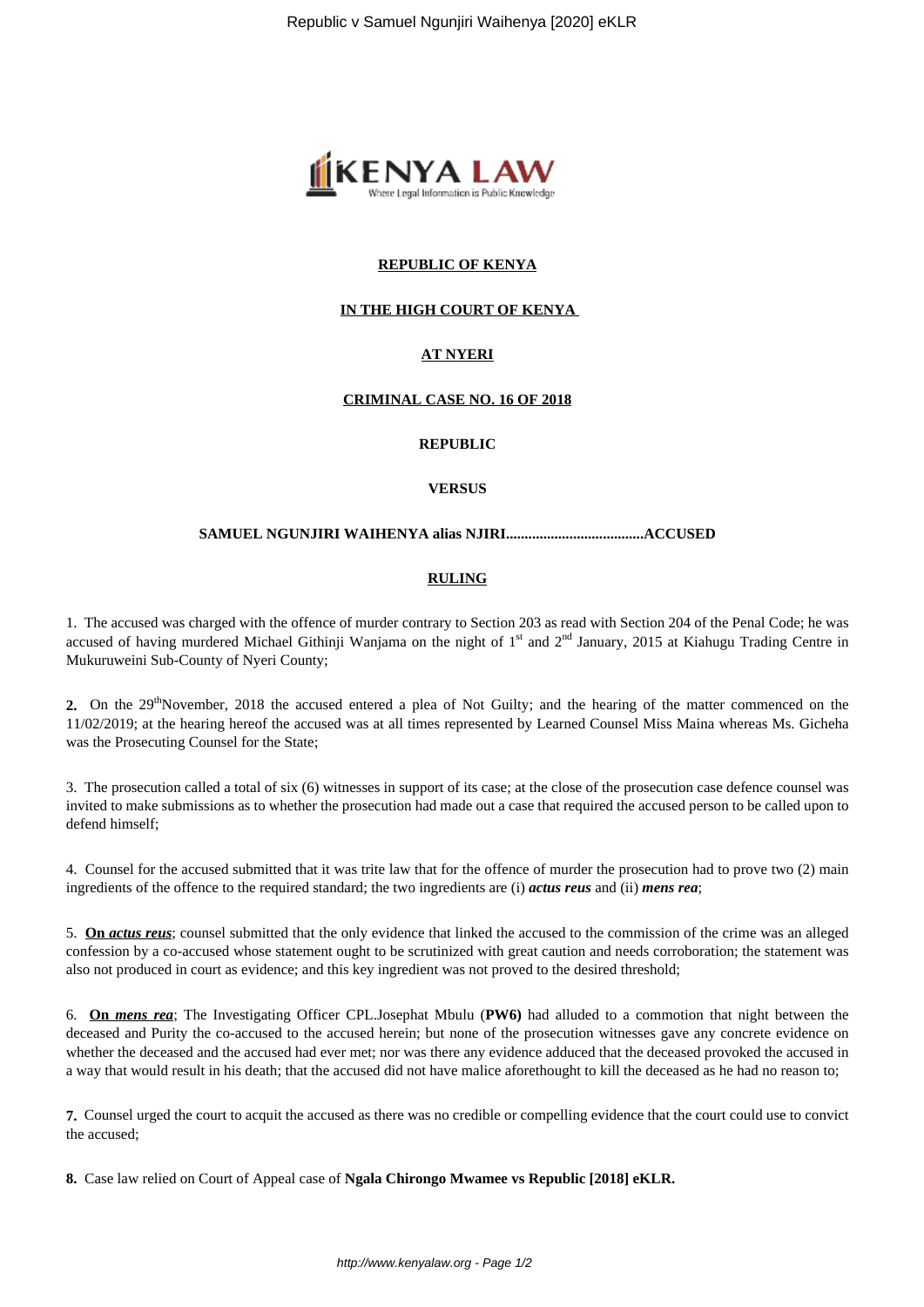**REPUBLIC OF KENYA**

**IN THE HIGH COURT OF KENYA**

**AT NYERI**

**CRIMINAL CASE NO. 16 OF 2018**

**REPUBLIC**

**VERSUS**

**SAMUEL NGUNJIRI WAIHENYA alias NJIRI.....................................ACCUSED**

**RULING**

1. The accused was charged with the offence of murder contrary to Section 203 as read with Section 204 of the Penal Code; he was accused of having murdered Michael Githinji Wanjama on the night of 1st and 2nd January, 2015 at Kiahugu Trading Centre in Mukuruweini Sub-County of Nyeri County;

**2.** On the 29th November, 2018 the accused entered a plea of Not Guilty; and the hearing of the matter commenced on the 11/02/2019; at the hearing hereof the accused was at all times represented by Learned Counsel Miss Maina whereas Ms. Gicheha was the Prosecuting Counsel for the State;

3. The prosecution called a total of six (6) witnesses in support of its case; at the close of the prosecution case defence counsel was invited to make submissions as to whether the prosecution had made out a case that required the accused person to be called upon to defend himself;

4. Counsel for the accused submitted that it was trite law that for the offence of murder the prosecution had to prove two (2) main ingredients of the offence to the required standard; the two ingredients are (i) ***actus reus*** and (ii) ***mens rea***;

5. **On *actus reus***; counsel submitted that the only evidence that linked the accused to the commission of the crime was an alleged confession by a co-accused whose statement ought to be scrutinized with great caution and needs corroboration; the statement was also not produced in court as evidence; and this key ingredient was not proved to the desired threshold;

6. **On *mens rea***; The Investigating Officer CPL.Josephat Mbulu (**PW6)** had alluded to a commotion that night between the deceased and Purity the co-accused to the accused herein; but none of the prosecution witnesses gave any concrete evidence on whether the deceased and the accused had ever met; nor was there any evidence adduced that the deceased provoked the accused in a way that would result in his death; that the accused did not have malice aforethought to kill the deceased as he had no reason to;

**7.** Counsel urged the court to acquit the accused as there was no credible or compelling evidence that the court could use to convict the accused;

**8.** Case law relied on Court of Appeal case of **Ngala Chirongo Mwamee vs Republic [2018] eKLR.**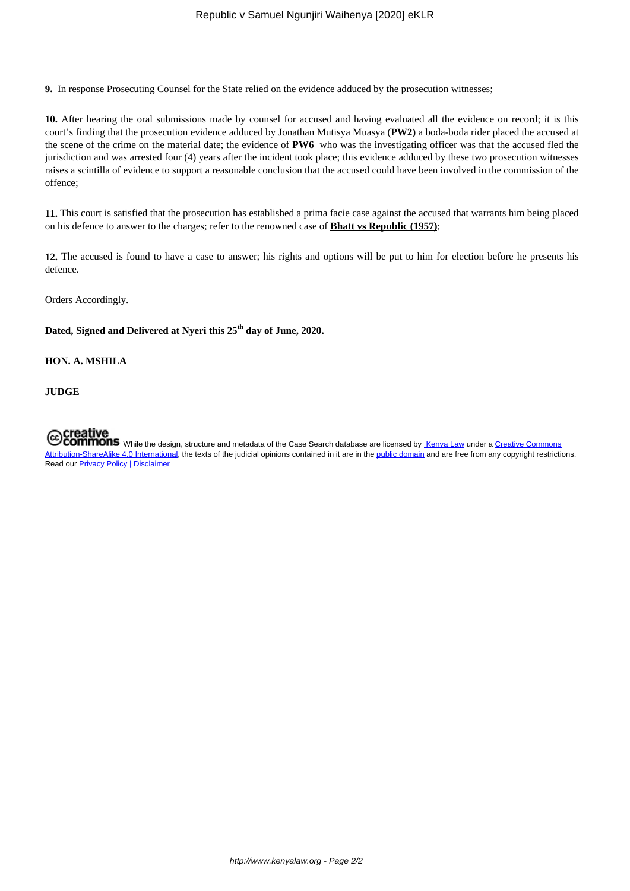**9.** In response Prosecuting Counsel for the State relied on the evidence adduced by the prosecution witnesses;

**10.** After hearing the oral submissions made by counsel for accused and having evaluated all the evidence on record; it is this court's finding that the prosecution evidence adduced by Jonathan Mutisya Muasya (**PW2)** a boda-boda rider placed the accused at the scene of the crime on the material date; the evidence of **PW6** who was the investigating officer was that the accused fled the jurisdiction and was arrested four (4) years after the incident took place; this evidence adduced by these two prosecution witnesses raises a scintilla of evidence to support a reasonable conclusion that the accused could have been involved in the commission of the offence;

**11.** This court is satisfied that the prosecution has established a prima facie case against the accused that warrants him being placed on his defence to answer to the charges; refer to the renowned case of **Bhatt vs Republic (1957)**;

**12.** The accused is found to have a case to answer; his rights and options will be put to him for election before he presents his defence.

Orders Accordingly.

**Dated, Signed and Delivered at Nyeri this 25th day of June, 2020.**

**HON. A. MSHILA**

**JUDGE**

While the design, structure and metadata of the Case Search database are licensed by Kenya Law under a Creative Commons Attribution-ShareAlike 4.0 International, the texts of the judicial opinions contained in it are in the public domain and are free from any copyright restrictions. Read our Privacy Policy | Disclaimer